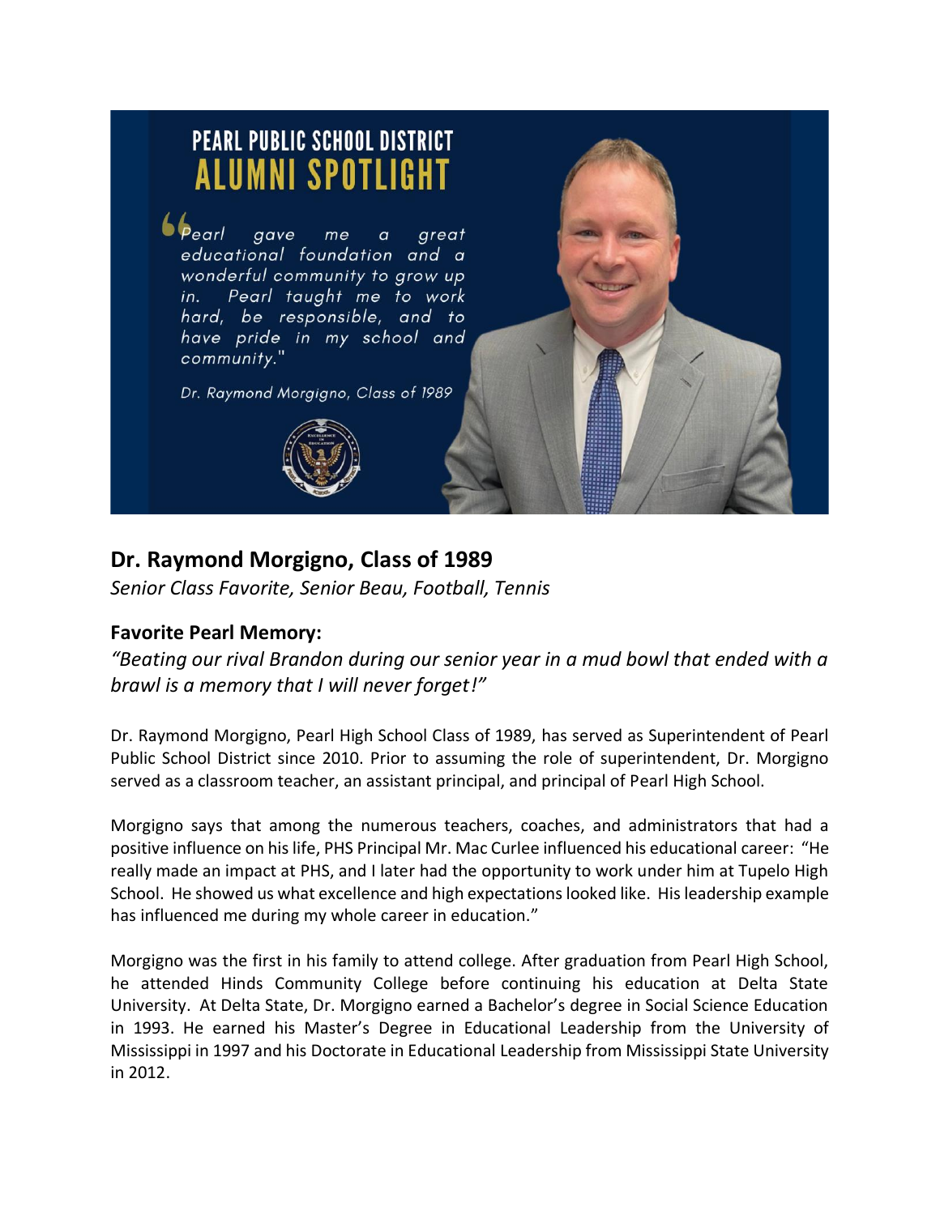# PEARL PUBLIC SCHOOL DISTRICT
# ALUMNI SPOTLIGHT

"Pearl gave me a great educational foundation and a wonderful community to grow up in. Pearl taught me to work hard, be responsible, and to have pride in my school and community."

Dr. Raymond Morgigno, Class of 1989

## Dr. Raymond Morgigno, Class of 1989

*Senior Class Favorite, Senior Beau, Football, Tennis*

### Favorite Pearl Memory:

*"Beating our rival Brandon during our senior year in a mud bowl that ended with a brawl is a memory that I will never forget!"*

Dr. Raymond Morgigno, Pearl High School Class of 1989, has served as Superintendent of Pearl Public School District since 2010. Prior to assuming the role of superintendent, Dr. Morgigno served as a classroom teacher, an assistant principal, and principal of Pearl High School.

Morgigno says that among the numerous teachers, coaches, and administrators that had a positive influence on his life, PHS Principal Mr. Mac Curlee influenced his educational career: "He really made an impact at PHS, and I later had the opportunity to work under him at Tupelo High School. He showed us what excellence and high expectations looked like. His leadership example has influenced me during my whole career in education."

Morgigno was the first in his family to attend college. After graduation from Pearl High School, he attended Hinds Community College before continuing his education at Delta State University. At Delta State, Dr. Morgigno earned a Bachelor's degree in Social Science Education in 1993. He earned his Master's Degree in Educational Leadership from the University of Mississippi in 1997 and his Doctorate in Educational Leadership from Mississippi State University in 2012.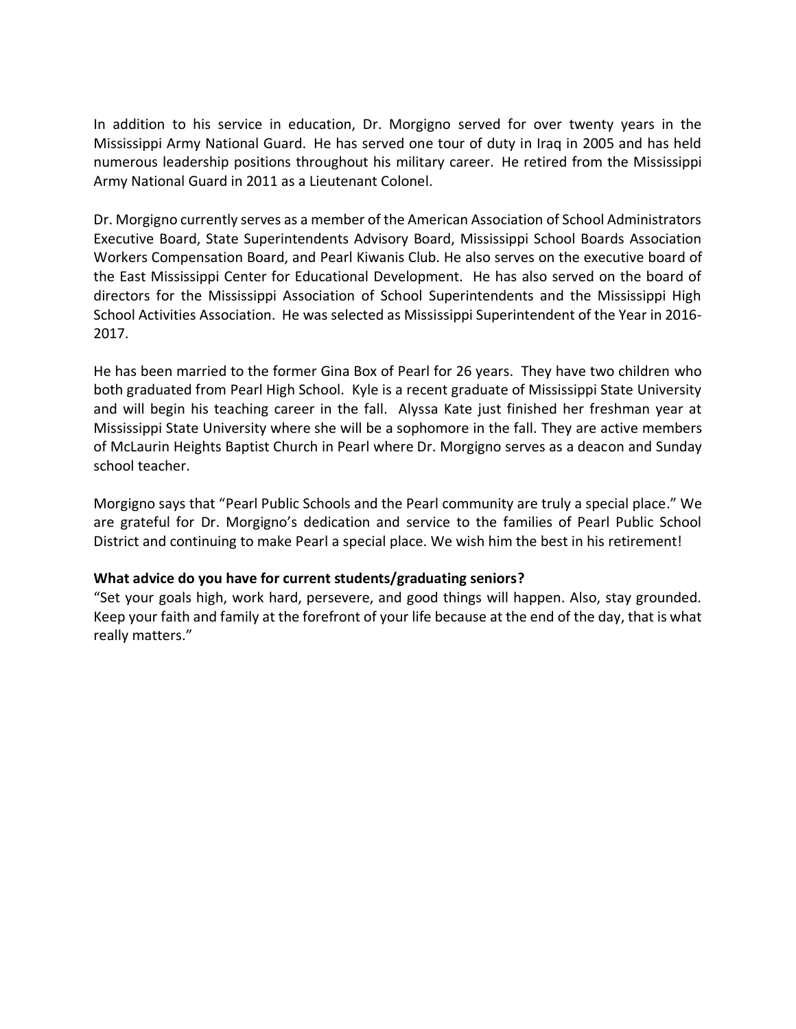In addition to his service in education, Dr. Morgigno served for over twenty years in the Mississippi Army National Guard. He has served one tour of duty in Iraq in 2005 and has held numerous leadership positions throughout his military career. He retired from the Mississippi Army National Guard in 2011 as a Lieutenant Colonel.

Dr. Morgigno currently serves as a member of the American Association of School Administrators Executive Board, State Superintendents Advisory Board, Mississippi School Boards Association Workers Compensation Board, and Pearl Kiwanis Club. He also serves on the executive board of the East Mississippi Center for Educational Development. He has also served on the board of directors for the Mississippi Association of School Superintendents and the Mississippi High School Activities Association. He was selected as Mississippi Superintendent of the Year in 2016-2017.

He has been married to the former Gina Box of Pearl for 26 years. They have two children who both graduated from Pearl High School. Kyle is a recent graduate of Mississippi State University and will begin his teaching career in the fall. Alyssa Kate just finished her freshman year at Mississippi State University where she will be a sophomore in the fall. They are active members of McLaurin Heights Baptist Church in Pearl where Dr. Morgigno serves as a deacon and Sunday school teacher.

Morgigno says that "Pearl Public Schools and the Pearl community are truly a special place." We are grateful for Dr. Morgigno's dedication and service to the families of Pearl Public School District and continuing to make Pearl a special place. We wish him the best in his retirement!

**What advice do you have for current students/graduating seniors?**
"Set your goals high, work hard, persevere, and good things will happen. Also, stay grounded. Keep your faith and family at the forefront of your life because at the end of the day, that is what really matters."